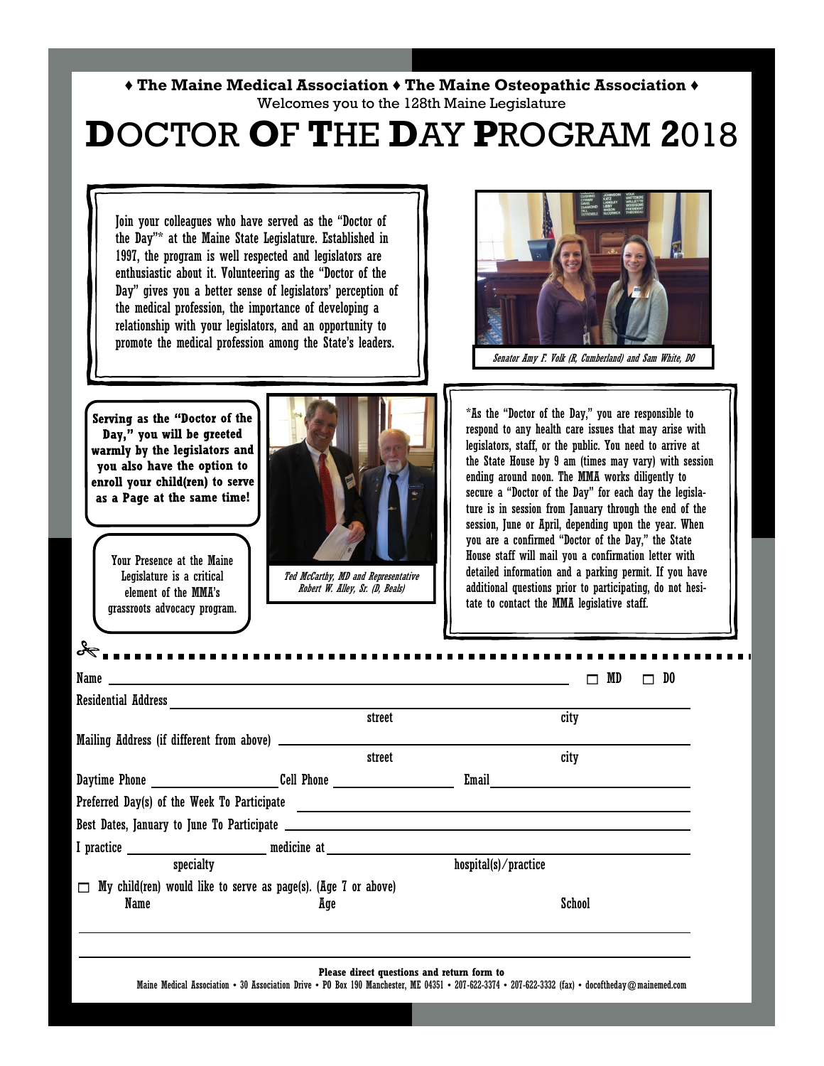♦ **The Maine Medical Association** ♦ **The Maine Osteopathic Association** ♦

Welcomes you to the 128th Maine Legislature

# DOCTOR OF THE DAY PROGRAM 2018

Join your colleagues who have served as the "Doctor of the Day"* at the Maine State Legislature. Established in 1997, the program is well respected and legislators are enthusiastic about it. Volunteering as the "Doctor of the Day" gives you a better sense of legislators' perception of the medical profession, the importance of developing a relationship with your legislators, and an opportunity to promote the medical profession among the State's leaders.

*Senator Amy F. Volk (R, Cumberland) and Sam White, DO*

**Serving as the "Doctor of the Day," you will be greeted warmly by the legislators and you also have the option to enroll your child(ren) to serve as a Page at the same time!**

Your Presence at the Maine Legislature is a critical element of the MMA's grassroots advocacy program.

*Ted McCarthy, MD and Representative Robert W. Alley, Sr. (D, Beals)*

*As the "Doctor of the Day," you are responsible to respond to any health care issues that may arise with legislators, staff, or the public. You need to arrive at the State House by 9 am (times may vary) with session ending around noon. The MMA works diligently to secure a "Doctor of the Day" for each day the legislature is in session from January through the end of the session, June or April, depending upon the year. When you are a confirmed "Doctor of the Day," the State House staff will mail you a confirmation letter with detailed information and a parking permit. If you have additional questions prior to participating, do not hesitate to contact the MMA legislative staff.

---

Name ______________________________ ☐ MD ☐ DO

Residential Address ______________________________
street city

Mailing Address (if different from above) ______________________________
street city

Daytime Phone ______________ Cell Phone ______________ Email ______________

Preferred Day(s) of the Week To Participate ______________________________

Best Dates, January to June To Participate ______________________________

I practice ______________ medicine at ______________________________
specialty hospital(s)/practice

☐ My child(ren) would like to serve as page(s). (Age 7 or above)

Name Age School

______________________________

______________________________

**Please direct questions and return form to**

Maine Medical Association • 30 Association Drive • PO Box 190 Manchester, ME 04351 • 207-622-3374 • 207-622-3332 (fax) • docoftheday@mainemed.com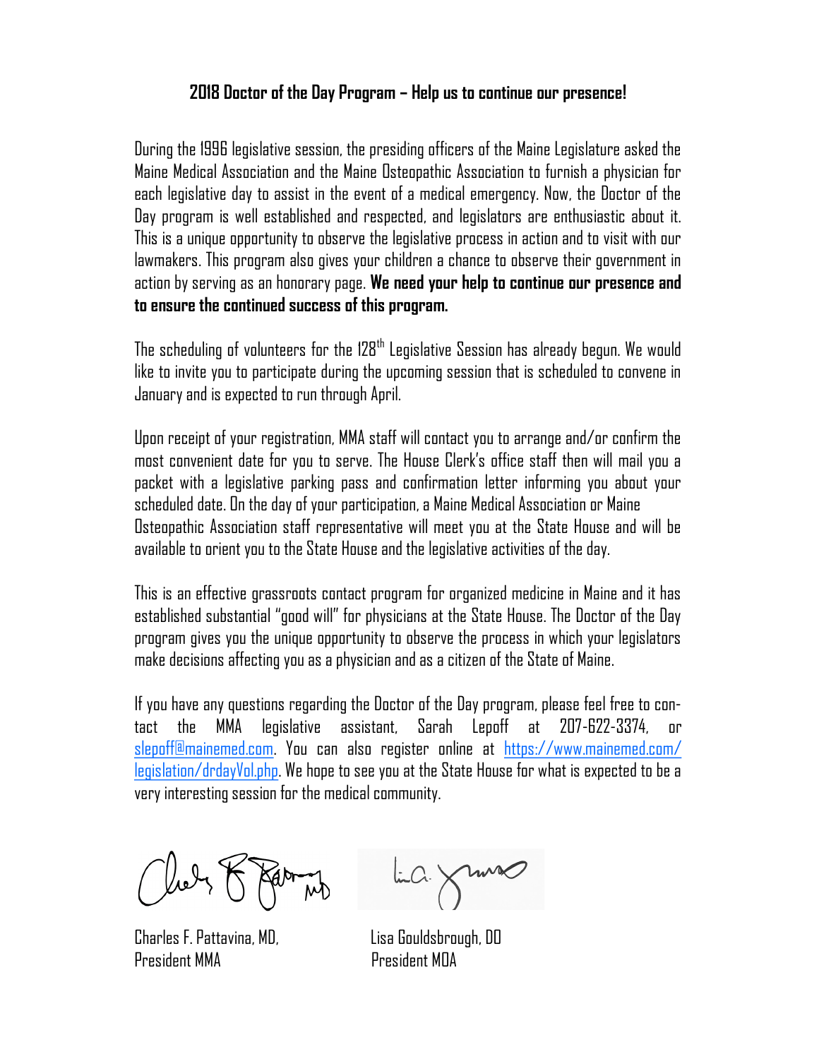## 2018 Doctor of the Day Program – Help us to continue our presence!

During the 1996 legislative session, the presiding officers of the Maine Legislature asked the Maine Medical Association and the Maine Osteopathic Association to furnish a physician for each legislative day to assist in the event of a medical emergency. Now, the Doctor of the Day program is well established and respected, and legislators are enthusiastic about it. This is a unique opportunity to observe the legislative process in action and to visit with our lawmakers. This program also gives your children a chance to observe their government in action by serving as an honorary page. **We need your help to continue our presence and to ensure the continued success of this program.**

The scheduling of volunteers for the 128th Legislative Session has already begun. We would like to invite you to participate during the upcoming session that is scheduled to convene in January and is expected to run through April.

Upon receipt of your registration, MMA staff will contact you to arrange and/or confirm the most convenient date for you to serve. The House Clerk's office staff then will mail you a packet with a legislative parking pass and confirmation letter informing you about your scheduled date. On the day of your participation, a Maine Medical Association or Maine Osteopathic Association staff representative will meet you at the State House and will be available to orient you to the State House and the legislative activities of the day.

This is an effective grassroots contact program for organized medicine in Maine and it has established substantial "good will" for physicians at the State House. The Doctor of the Day program gives you the unique opportunity to observe the process in which your legislators make decisions affecting you as a physician and as a citizen of the State of Maine.

If you have any questions regarding the Doctor of the Day program, please feel free to contact the MMA legislative assistant, Sarah Lepoff at 207-622-3374, or slepoff@mainemed.com. You can also register online at https://www.mainemed.com/legislation/drdayVol.php. We hope to see you at the State House for what is expected to be a very interesting session for the medical community.

Charles F. Pattavina, MD,
President MMA

Lisa Gouldsbrough, DO
President MOA